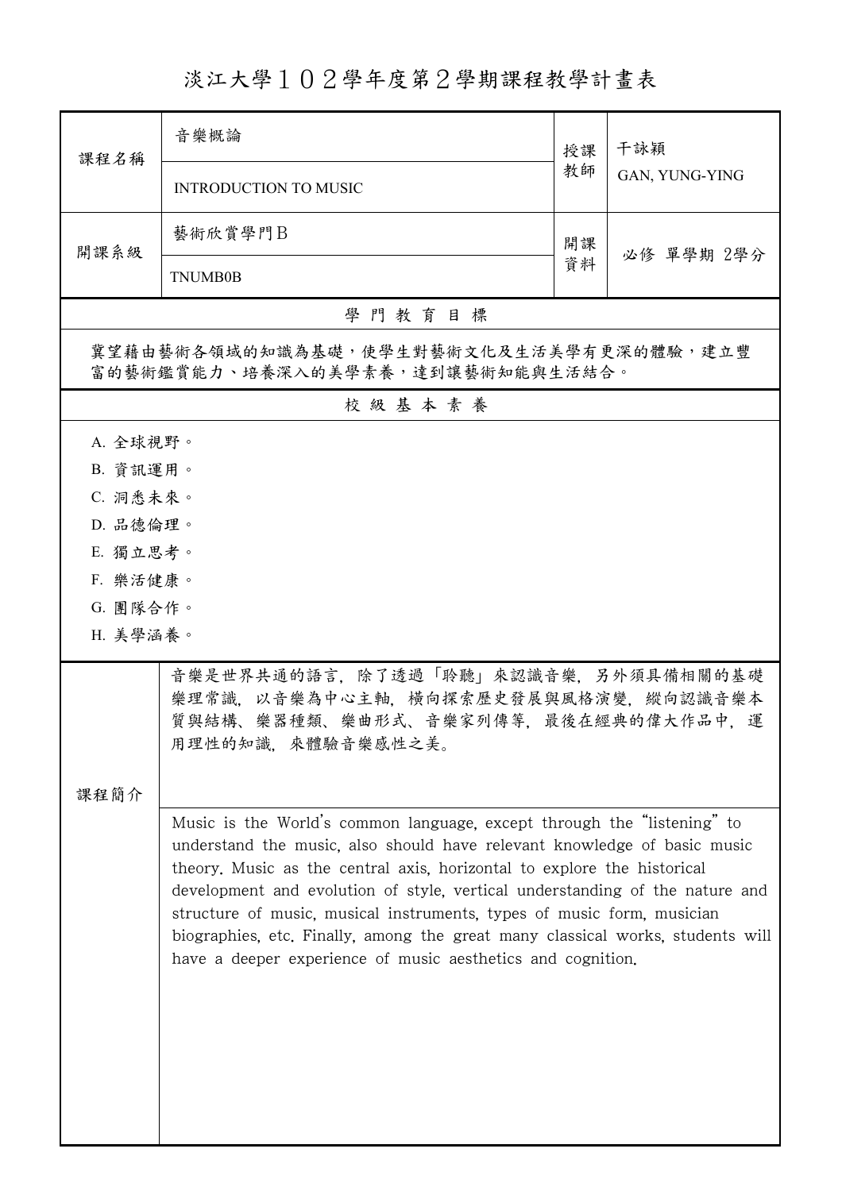# 淡江大學１０２學年度第２學期課程教學計畫表

| 課程名稱 | 音樂概論<br>INTRODUCTION TO MUSIC | 授課教師 | 干詠穎<br>GAN, YUNG-YING |
|---|---|---|---|
| 開課系級 | 藝術欣賞學門Ｂ<br>TNUMB0B | 開課資料 | 必修 單學期 2學分 |

## 學 門 教 育 目 標

冀望藉由藝術各領域的知識為基礎，使學生對藝術文化及生活美學有更深的體驗，建立豐富的藝術鑑賞能力、培養深入的美學素養，達到讓藝術知能與生活結合。

## 校 級 基 本 素 養

A. 全球視野。
B. 資訊運用。
C. 洞悉未來。
D. 品德倫理。
E. 獨立思考。
F. 樂活健康。
G. 團隊合作。
H. 美學涵養。

## 課程簡介

音樂是世界共通的語言，除了透過「聆聽」來認識音樂，另外須具備相關的基礎樂理常識，以音樂為中心主軸，橫向探索歷史發展與風格演變，縱向認識音樂本質與結構、樂器種類、樂曲形式、音樂家列傳等，最後在經典的偉大作品中，運用理性的知識，來體驗音樂感性之美。

Music is the World's common language, except through the "listening" to understand the music, also should have relevant knowledge of basic music theory. Music as the central axis, horizontal to explore the historical development and evolution of style, vertical understanding of the nature and structure of music, musical instruments, types of music form, musician biographies, etc. Finally, among the great many classical works, students will have a deeper experience of music aesthetics and cognition.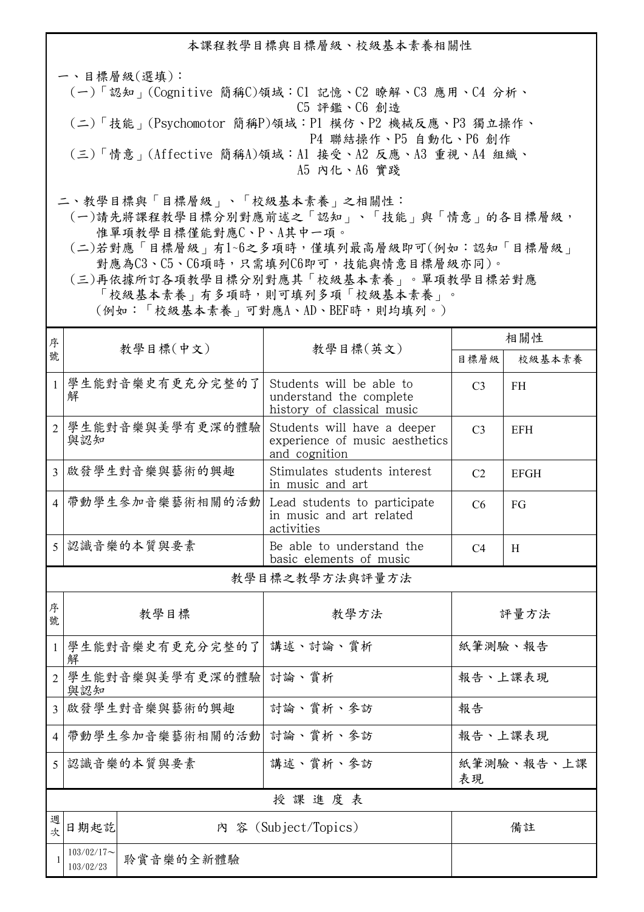## 本課程教學目標與目標層級、校級基本素養相關性

一、目標層級(選填)：

(一)「認知」(Cognitive 簡稱C)領域：C1 記憶、C2 瞭解、C3 應用、C4 分析、C5 評鑑、C6 創造

(二)「技能」(Psychomotor 簡稱P)領域：P1 模仿、P2 機械反應、P3 獨立操作、P4 聯結操作、P5 自動化、P6 創作

(三)「情意」(Affective 簡稱A)領域：A1 接受、A2 反應、A3 重視、A4 組織、A5 內化、A6 實踐

二、教學目標與「目標層級」、「校級基本素養」之相關性：

(一)請先將課程教學目標分別對應前述之「認知」、「技能」與「情意」的各目標層級，惟單項教學目標僅能對應C、P、A其中一項。

(二)若對應「目標層級」有1~6之多項時，僅填列最高層級即可(例如：認知「目標層級」對應為C3、C5、C6項時，只需填列C6即可，技能與情意目標層級亦同)。

(三)再依據所訂各項教學目標分別對應其「校級基本素養」。單項教學目標若對應「校級基本素養」有多項時，則可填列多項「校級基本素養」。(例如：「校級基本素養」可對應A、AD、BEF時，則均填列。)

| 序號 | 教學目標(中文) | 教學目標(英文) | 相關性 | |
|---|---|---|---|---|
| | | | 目標層級 | 校級基本素養 |
| 1 | 學生能對音樂史有更充分完整的了解 | Students will be able to understand the complete history of classical music | C3 | FH |
| 2 | 學生能對音樂與美學有更深的體驗與認知 | Students will have a deeper experience of music aesthetics and cognition | C3 | EFH |
| 3 | 啟發學生對音樂與藝術的興趣 | Stimulates students interest in music and art | C2 | EFGH |
| 4 | 帶動學生參加音樂藝術相關的活動 | Lead students to participate in music and art related activities | C6 | FG |
| 5 | 認識音樂的本質與要素 | Be able to understand the basic elements of music | C4 | H |

## 教學目標之教學方法與評量方法

| 序號 | 教學目標 | 教學方法 | 評量方法 |
|---|---|---|---|
| 1 | 學生能對音樂史有更充分完整的了解 | 講述、討論、賞析 | 紙筆測驗、報告 |
| 2 | 學生能對音樂與美學有更深的體驗與認知 | 討論、賞析 | 報告、上課表現 |
| 3 | 啟發學生對音樂與藝術的興趣 | 討論、賞析、參訪 | 報告 |
| 4 | 帶動學生參加音樂藝術相關的活動 | 討論、賞析、參訪 | 報告、上課表現 |
| 5 | 認識音樂的本質與要素 | 講述、賞析、參訪 | 紙筆測驗、報告、上課表現 |

## 授 課 進 度 表

| 週次 | 日期起訖 | 內 容 (Subject/Topics) | 備註 |
|---|---|---|---|
| 1 | 103/02/17～103/02/23 | 聆賞音樂的全新體驗 | |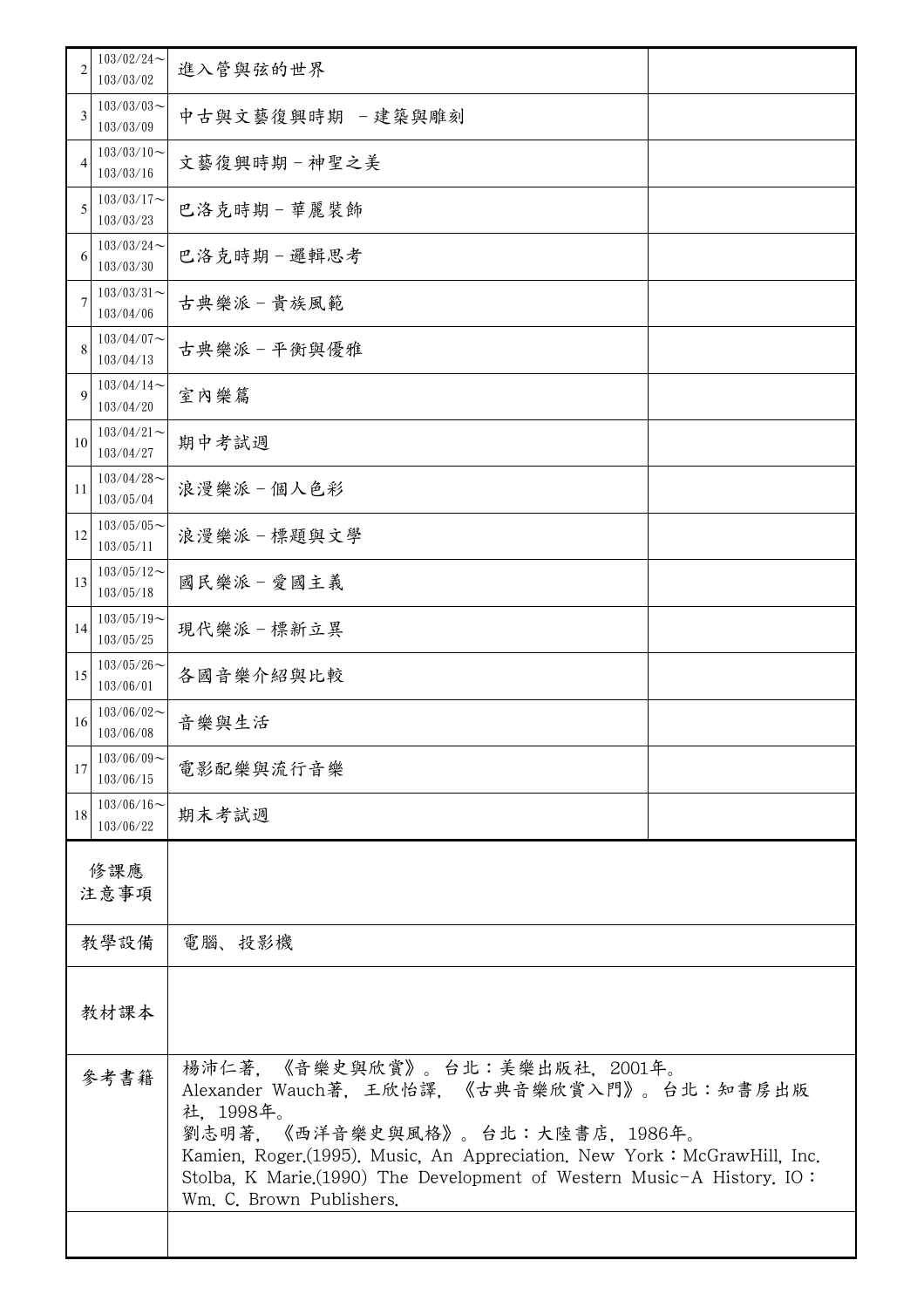| | | | |
|---|---|---|---|
| 2 | 103/02/24～103/03/02 | 進入管與弦的世界 | |
| 3 | 103/03/03～103/03/09 | 中古與文藝復興時期 －建築與雕刻 | |
| 4 | 103/03/10～103/03/16 | 文藝復興時期－神聖之美 | |
| 5 | 103/03/17～103/03/23 | 巴洛克時期－華麗裝飾 | |
| 6 | 103/03/24～103/03/30 | 巴洛克時期－邏輯思考 | |
| 7 | 103/03/31～103/04/06 | 古典樂派－貴族風範 | |
| 8 | 103/04/07～103/04/13 | 古典樂派－平衡與優雅 | |
| 9 | 103/04/14～103/04/20 | 室內樂篇 | |
| 10 | 103/04/21～103/04/27 | 期中考試週 | |
| 11 | 103/04/28～103/05/04 | 浪漫樂派－個人色彩 | |
| 12 | 103/05/05～103/05/11 | 浪漫樂派－標題與文學 | |
| 13 | 103/05/12～103/05/18 | 國民樂派－愛國主義 | |
| 14 | 103/05/19～103/05/25 | 現代樂派－標新立異 | |
| 15 | 103/05/26～103/06/01 | 各國音樂介紹與比較 | |
| 16 | 103/06/02～103/06/08 | 音樂與生活 | |
| 17 | 103/06/09～103/06/15 | 電影配樂與流行音樂 | |
| 18 | 103/06/16～103/06/22 | 期末考試週 | |

| | |
|---|---|
| 修課應注意事項 | |
| 教學設備 | 電腦、投影機 |
| 教材課本 | |
| 參考書籍 | 楊沛仁著，《音樂史與欣賞》。台北：美樂出版社，2001年。<br>Alexander Wauch著，王欣怡譯，《古典音樂欣賞入門》。台北：知書房出版社，1998年。<br>劉志明著，《西洋音樂史與風格》。台北：大陸書店，1986年。<br>Kamien, Roger.(1995). Music, An Appreciation. New York：McGrawHill, Inc.<br>Stolba, K Marie.(1990) The Development of Western Music-A History. IO：Wm. C. Brown Publishers. |
| | |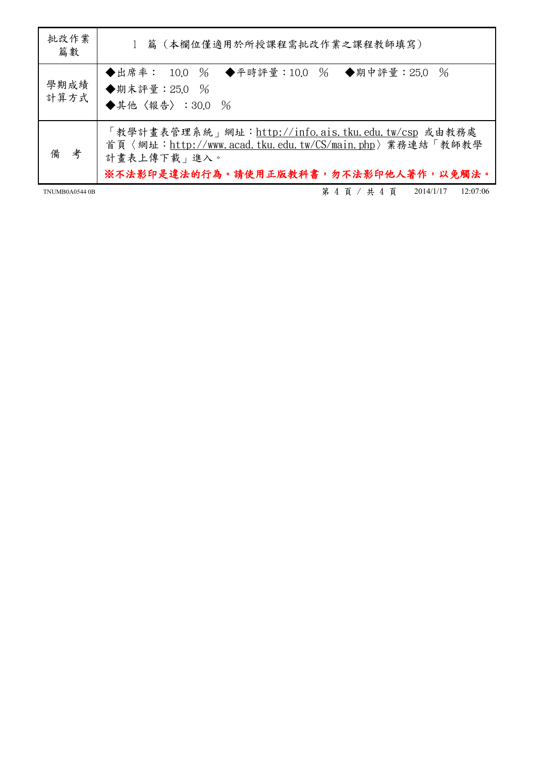| | |
|---|---|
| 批改作業篇數 | 1 篇（本欄位僅適用於所授課程需批改作業之課程教師填寫） |
| 學期成績計算方式 | ◆出席率： 10.0 ％ ◆平時評量：10.0 ％ ◆期中評量：25.0 ％<br>◆期末評量：25.0 ％<br>◆其他〈報告〉：30.0 ％ |
| 備　考 | 「教學計畫表管理系統」網址：http://info.ais.tku.edu.tw/csp 或由教務處首頁〈網址：http://www.acad.tku.edu.tw/CS/main.php〉業務連結「教師教學計畫表上傳下載」進入。<br>**※不法影印是違法的行為。請使用正版教科書，勿不法影印他人著作，以免觸法。** |

TNUMB0A0544 0B　　2014/1/17　12:07:06